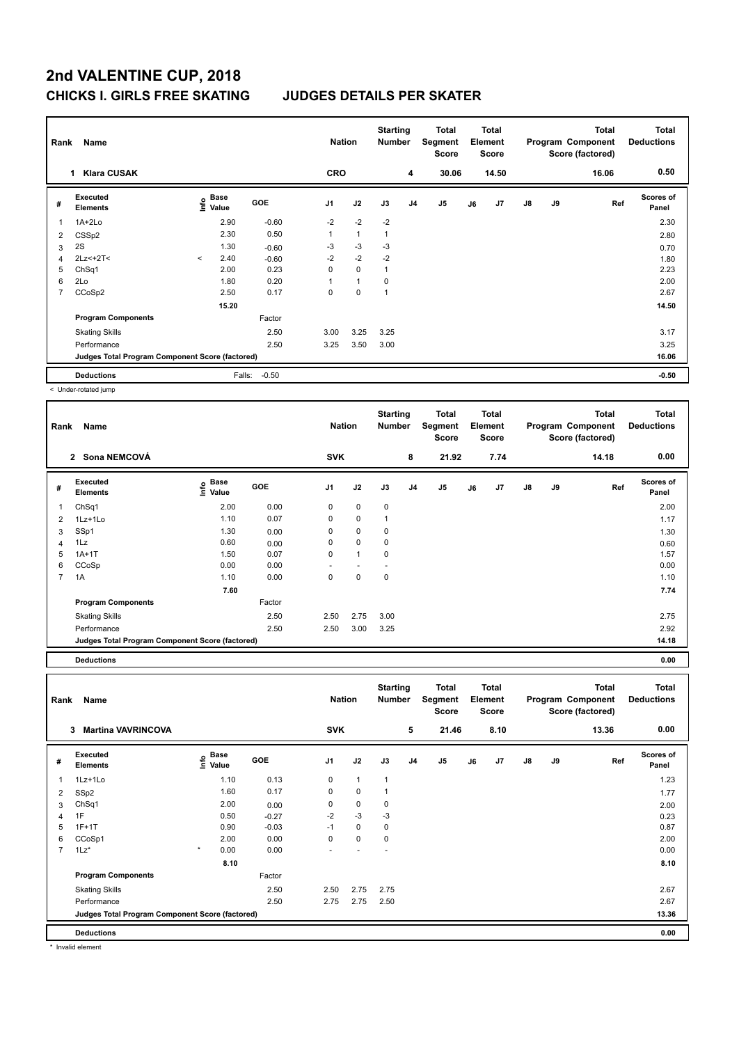# 2nd VALENTINE CUP, 2018

## CHICKS I. GIRLS FREE SKATING JUDGES DETAILS PER SKATER

| Rank | Name | Nation | Starting Number | Total Segment Score | Total Element Score | Total Program Component Score (factored) | Total Deductions |
|---|---|---|---|---|---|---|---|
| 1 | Klara CUSAK | CRO | 4 | 30.06 | 14.50 | 16.06 | 0.50 |

| # | Executed Elements | Info | Base Value | GOE | J1 | J2 | J3 | J4 | J5 | J6 | J7 | J8 | J9 | Ref | Scores of Panel |
|---|---|---|---|---|---|---|---|---|---|---|---|---|---|---|---|
| 1 | 1A+2Lo | | 2.90 | -0.60 | -2 | -2 | -2 | | | | | | | | 2.30 |
| 2 | CSSp2 | | 2.30 | 0.50 | 1 | 1 | 1 | | | | | | | | 2.80 |
| 3 | 2S | | 1.30 | -0.60 | -3 | -3 | -3 | | | | | | | | 0.70 |
| 4 | 2Lz<+2T< | < | 2.40 | -0.60 | -2 | -2 | -2 | | | | | | | | 1.80 |
| 5 | ChSq1 | | 2.00 | 0.23 | 0 | 0 | 1 | | | | | | | | 2.23 |
| 6 | 2Lo | | 1.80 | 0.20 | 1 | 1 | 0 | | | | | | | | 2.00 |
| 7 | CCoSp2 | | 2.50 | 0.17 | 0 | 0 | 1 | | | | | | | | 2.67 |
| | | | 15.20 | | | | | | | | | | | | 14.50 |
| | Program Components | | | Factor | | | | | | | | | | | |
| | Skating Skills | | | 2.50 | 3.00 | 3.25 | 3.25 | | | | | | | | 3.17 |
| | Performance | | | 2.50 | 3.25 | 3.50 | 3.00 | | | | | | | | 3.25 |
| | Judges Total Program Component Score (factored) | | | | | | | | | | | | | | 16.06 |
| | Deductions | | Falls: | -0.50 | | | | | | | | | | | -0.50 |

< Under-rotated jump

| Rank | Name | Nation | Starting Number | Total Segment Score | Total Element Score | Total Program Component Score (factored) | Total Deductions |
|---|---|---|---|---|---|---|---|
| 2 | Sona NEMCOVÁ | SVK | 8 | 21.92 | 7.74 | 14.18 | 0.00 |

| # | Executed Elements | Info | Base Value | GOE | J1 | J2 | J3 | J4 | J5 | J6 | J7 | J8 | J9 | Ref | Scores of Panel |
|---|---|---|---|---|---|---|---|---|---|---|---|---|---|---|---|
| 1 | ChSq1 | | 2.00 | 0.00 | 0 | 0 | 0 | | | | | | | | 2.00 |
| 2 | 1Lz+1Lo | | 1.10 | 0.07 | 0 | 0 | 1 | | | | | | | | 1.17 |
| 3 | SSp1 | | 1.30 | 0.00 | 0 | 0 | 0 | | | | | | | | 1.30 |
| 4 | 1Lz | | 0.60 | 0.00 | 0 | 0 | 0 | | | | | | | | 0.60 |
| 5 | 1A+1T | | 1.50 | 0.07 | 0 | 1 | 0 | | | | | | | | 1.57 |
| 6 | CCoSp | | 0.00 | 0.00 | - | - | - | | | | | | | | 0.00 |
| 7 | 1A | | 1.10 | 0.00 | 0 | 0 | 0 | | | | | | | | 1.10 |
| | | | 7.60 | | | | | | | | | | | | 7.74 |
| | Program Components | | | Factor | | | | | | | | | | | |
| | Skating Skills | | | 2.50 | 2.50 | 2.75 | 3.00 | | | | | | | | 2.75 |
| | Performance | | | 2.50 | 2.50 | 3.00 | 3.25 | | | | | | | | 2.92 |
| | Judges Total Program Component Score (factored) | | | | | | | | | | | | | | 14.18 |
| | Deductions | | | | | | | | | | | | | | 0.00 |

| Rank | Name | Nation | Starting Number | Total Segment Score | Total Element Score | Total Program Component Score (factored) | Total Deductions |
|---|---|---|---|---|---|---|---|
| 3 | Martina VAVRINCOVA | SVK | 5 | 21.46 | 8.10 | 13.36 | 0.00 |

| # | Executed Elements | Info | Base Value | GOE | J1 | J2 | J3 | J4 | J5 | J6 | J7 | J8 | J9 | Ref | Scores of Panel |
|---|---|---|---|---|---|---|---|---|---|---|---|---|---|---|---|
| 1 | 1Lz+1Lo | | 1.10 | 0.13 | 0 | 1 | 1 | | | | | | | | 1.23 |
| 2 | SSp2 | | 1.60 | 0.17 | 0 | 0 | 1 | | | | | | | | 1.77 |
| 3 | ChSq1 | | 2.00 | 0.00 | 0 | 0 | 0 | | | | | | | | 2.00 |
| 4 | 1F | | 0.50 | -0.27 | -2 | -3 | -3 | | | | | | | | 0.23 |
| 5 | 1F+1T | | 0.90 | -0.03 | -1 | 0 | 0 | | | | | | | | 0.87 |
| 6 | CCoSp1 | | 2.00 | 0.00 | 0 | 0 | 0 | | | | | | | | 2.00 |
| 7 | 1Lz* | * | 0.00 | 0.00 | - | - | - | | | | | | | | 0.00 |
| | | | 8.10 | | | | | | | | | | | | 8.10 |
| | Program Components | | | Factor | | | | | | | | | | | |
| | Skating Skills | | | 2.50 | 2.50 | 2.75 | 2.75 | | | | | | | | 2.67 |
| | Performance | | | 2.50 | 2.75 | 2.75 | 2.50 | | | | | | | | 2.67 |
| | Judges Total Program Component Score (factored) | | | | | | | | | | | | | | 13.36 |
| | Deductions | | | | | | | | | | | | | | 0.00 |

* Invalid element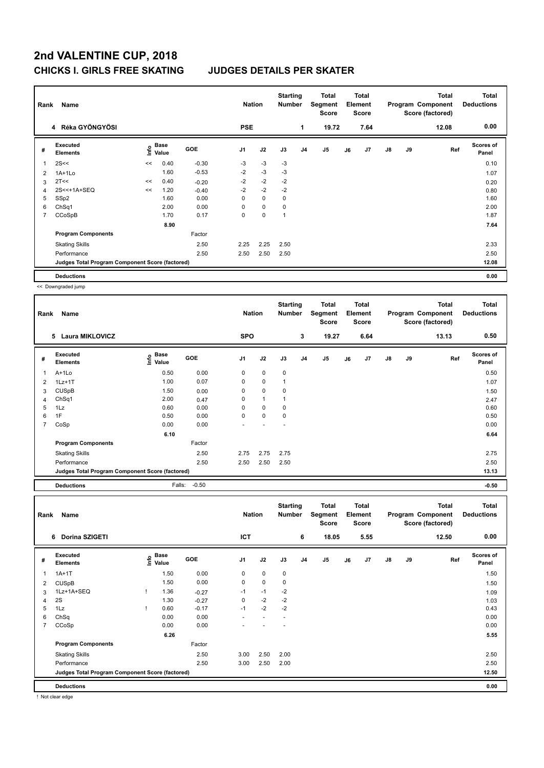# 2nd VALENTINE CUP, 2018

## CHICKS I. GIRLS FREE SKATING JUDGES DETAILS PER SKATER

| Rank | Name | Nation | Starting Number | Total Segment Score | Total Element Score | Total Program Component Score (factored) | Total Deductions |
|---|---|---|---|---|---|---|---|
| 4 | Réka GYÖNGYÖSI | PSE | 1 | 19.72 | 7.64 | 12.08 | 0.00 |

| # | Executed Elements | Info | Base Value | GOE | J1 | J2 | J3 | J4 | J5 | J6 | J7 | J8 | J9 | Ref | Scores of Panel |
|---|---|---|---|---|---|---|---|---|---|---|---|---|---|---|---|
| 1 | 2S<< | << | 0.40 | -0.30 | -3 | -3 | -3 | | | | | | | | 0.10 |
| 2 | 1A+1Lo | | 1.60 | -0.53 | -2 | -3 | -3 | | | | | | | | 1.07 |
| 3 | 2T<< | << | 0.40 | -0.20 | -2 | -2 | -2 | | | | | | | | 0.20 |
| 4 | 2S<<+1A+SEQ | << | 1.20 | -0.40 | -2 | -2 | -2 | | | | | | | | 0.80 |
| 5 | SSp2 | | 1.60 | 0.00 | 0 | 0 | 0 | | | | | | | | 1.60 |
| 6 | ChSq1 | | 2.00 | 0.00 | 0 | 0 | 0 | | | | | | | | 2.00 |
| 7 | CCoSpB | | 1.70 | 0.17 | 0 | 0 | 1 | | | | | | | | 1.87 |
| | | | 8.90 | | | | | | | | | | | | 7.64 |
| | **Program Components** | | | Factor | | | | | | | | | | | |
| | Skating Skills | | | 2.50 | 2.25 | 2.25 | 2.50 | | | | | | | | 2.33 |
| | Performance | | | 2.50 | 2.50 | 2.50 | 2.50 | | | | | | | | 2.50 |
| | Judges Total Program Component Score (factored) | | | | | | | | | | | | | | 12.08 |
| | **Deductions** | | | | | | | | | | | | | | 0.00 |

<< Downgraded jump

| Rank | Name | Nation | Starting Number | Total Segment Score | Total Element Score | Total Program Component Score (factored) | Total Deductions |
|---|---|---|---|---|---|---|---|
| 5 | Laura MIKLOVICZ | SPO | 3 | 19.27 | 6.64 | 13.13 | 0.50 |

| # | Executed Elements | Info | Base Value | GOE | J1 | J2 | J3 | J4 | J5 | J6 | J7 | J8 | J9 | Ref | Scores of Panel |
|---|---|---|---|---|---|---|---|---|---|---|---|---|---|---|---|
| 1 | A+1Lo | | 0.50 | 0.00 | 0 | 0 | 0 | | | | | | | | 0.50 |
| 2 | 1Lz+1T | | 1.00 | 0.07 | 0 | 0 | 1 | | | | | | | | 1.07 |
| 3 | CUSpB | | 1.50 | 0.00 | 0 | 0 | 0 | | | | | | | | 1.50 |
| 4 | ChSq1 | | 2.00 | 0.47 | 0 | 1 | 1 | | | | | | | | 2.47 |
| 5 | 1Lz | | 0.60 | 0.00 | 0 | 0 | 0 | | | | | | | | 0.60 |
| 6 | 1F | | 0.50 | 0.00 | 0 | 0 | 0 | | | | | | | | 0.50 |
| 7 | CoSp | | 0.00 | 0.00 | - | - | - | | | | | | | | 0.00 |
| | | | 6.10 | | | | | | | | | | | | 6.64 |
| | **Program Components** | | | Factor | | | | | | | | | | | |
| | Skating Skills | | | 2.50 | 2.75 | 2.75 | 2.75 | | | | | | | | 2.75 |
| | Performance | | | 2.50 | 2.50 | 2.50 | 2.50 | | | | | | | | 2.50 |
| | Judges Total Program Component Score (factored) | | | | | | | | | | | | | | 13.13 |
| | **Deductions** | | Falls: | -0.50 | | | | | | | | | | | -0.50 |

| Rank | Name | Nation | Starting Number | Total Segment Score | Total Element Score | Total Program Component Score (factored) | Total Deductions |
|---|---|---|---|---|---|---|---|
| 6 | Dorina SZIGETI | ICT | 6 | 18.05 | 5.55 | 12.50 | 0.00 |

| # | Executed Elements | Info | Base Value | GOE | J1 | J2 | J3 | J4 | J5 | J6 | J7 | J8 | J9 | Ref | Scores of Panel |
|---|---|---|---|---|---|---|---|---|---|---|---|---|---|---|---|
| 1 | 1A+1T | | 1.50 | 0.00 | 0 | 0 | 0 | | | | | | | | 1.50 |
| 2 | CUSpB | | 1.50 | 0.00 | 0 | 0 | 0 | | | | | | | | 1.50 |
| 3 | 1Lz+1A+SEQ | ! | 1.36 | -0.27 | -1 | -1 | -2 | | | | | | | | 1.09 |
| 4 | 2S | | 1.30 | -0.27 | 0 | -2 | -2 | | | | | | | | 1.03 |
| 5 | 1Lz | ! | 0.60 | -0.17 | -1 | -2 | -2 | | | | | | | | 0.43 |
| 6 | ChSq | | 0.00 | 0.00 | - | - | - | | | | | | | | 0.00 |
| 7 | CCoSp | | 0.00 | 0.00 | - | - | - | | | | | | | | 0.00 |
| | | | 6.26 | | | | | | | | | | | | 5.55 |
| | **Program Components** | | | Factor | | | | | | | | | | | |
| | Skating Skills | | | 2.50 | 3.00 | 2.50 | 2.00 | | | | | | | | 2.50 |
| | Performance | | | 2.50 | 3.00 | 2.50 | 2.00 | | | | | | | | 2.50 |
| | Judges Total Program Component Score (factored) | | | | | | | | | | | | | | 12.50 |
| | **Deductions** | | | | | | | | | | | | | | 0.00 |

! Not clear edge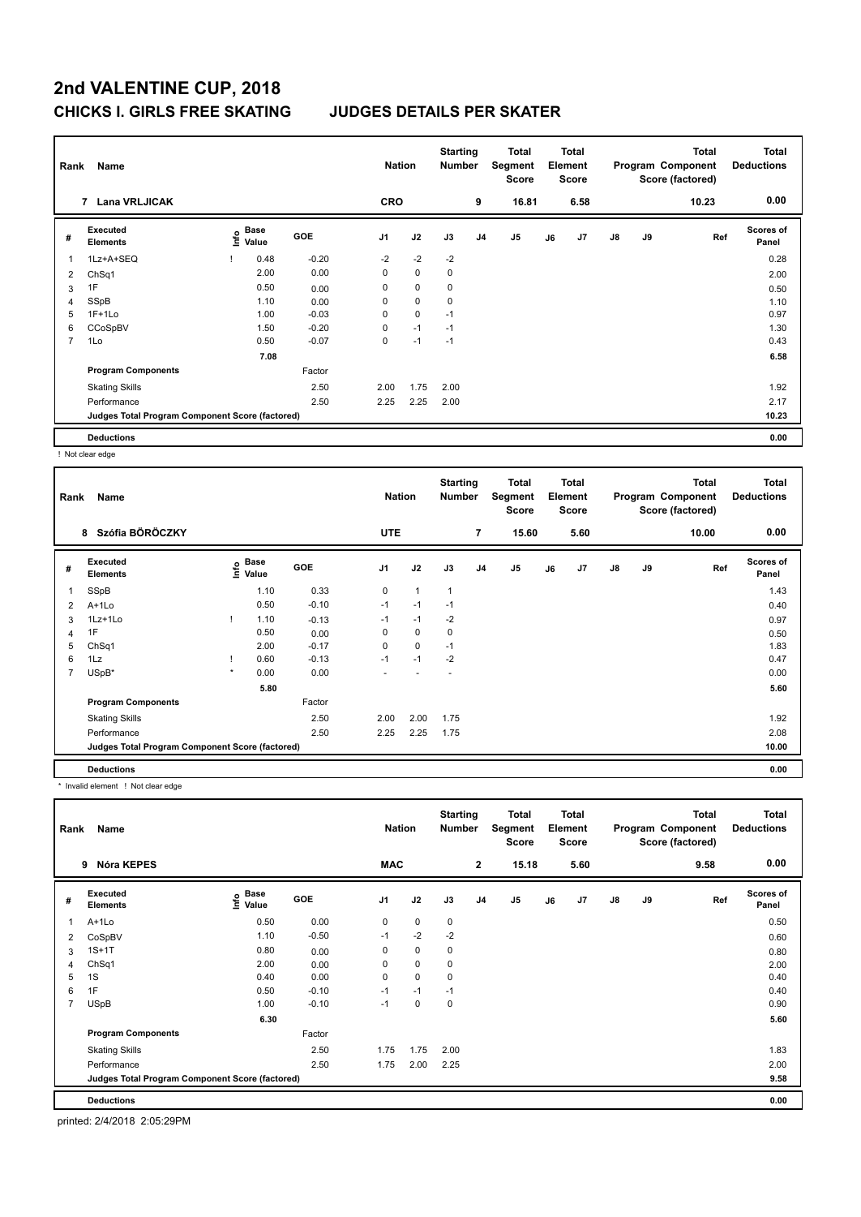# 2nd VALENTINE CUP, 2018

## CHICKS I. GIRLS FREE SKATING JUDGES DETAILS PER SKATER

| Rank | Name | Nation | Starting Number | Total Segment Score | Total Element Score | Total Program Component Score (factored) | Total Deductions |
|---|---|---|---|---|---|---|---|
| 7 | Lana VRLJICAK | CRO | 9 | 16.81 | 6.58 | 10.23 | 0.00 |

| # | Executed Elements | Info | Base Value | GOE | J1 | J2 | J3 | J4 | J5 | J6 | J7 | J8 | J9 | Ref | Scores of Panel |
|---|---|---|---|---|---|---|---|---|---|---|---|---|---|---|---|
| 1 | 1Lz+A+SEQ | ! | 0.48 | -0.20 | -2 | -2 | -2 | | | | | | | | 0.28 |
| 2 | ChSq1 | | 2.00 | 0.00 | 0 | 0 | 0 | | | | | | | | 2.00 |
| 3 | 1F | | 0.50 | 0.00 | 0 | 0 | 0 | | | | | | | | 0.50 |
| 4 | SSpB | | 1.10 | 0.00 | 0 | 0 | 0 | | | | | | | | 1.10 |
| 5 | 1F+1Lo | | 1.00 | -0.03 | 0 | 0 | -1 | | | | | | | | 0.97 |
| 6 | CCoSpBV | | 1.50 | -0.20 | 0 | -1 | -1 | | | | | | | | 1.30 |
| 7 | 1Lo | | 0.50 | -0.07 | 0 | -1 | -1 | | | | | | | | 0.43 |
| | | | 7.08 | | | | | | | | | | | | 6.58 |
| | Program Components | | | Factor | | | | | | | | | | | |
| | Skating Skills | | | 2.50 | 2.00 | 1.75 | 2.00 | | | | | | | | 1.92 |
| | Performance | | | 2.50 | 2.25 | 2.25 | 2.00 | | | | | | | | 2.17 |
| | Judges Total Program Component Score (factored) | | | | | | | | | | | | | | 10.23 |
| | Deductions | | | | | | | | | | | | | | 0.00 |

! Not clear edge

| Rank | Name | Nation | Starting Number | Total Segment Score | Total Element Score | Total Program Component Score (factored) | Total Deductions |
|---|---|---|---|---|---|---|---|
| 8 | Szófia BÖRÖCZKY | UTE | 7 | 15.60 | 5.60 | 10.00 | 0.00 |

| # | Executed Elements | Info | Base Value | GOE | J1 | J2 | J3 | J4 | J5 | J6 | J7 | J8 | J9 | Ref | Scores of Panel |
|---|---|---|---|---|---|---|---|---|---|---|---|---|---|---|---|
| 1 | SSpB | | 1.10 | 0.33 | 0 | 1 | 1 | | | | | | | | 1.43 |
| 2 | A+1Lo | | 0.50 | -0.10 | -1 | -1 | -1 | | | | | | | | 0.40 |
| 3 | 1Lz+1Lo | ! | 1.10 | -0.13 | -1 | -1 | -2 | | | | | | | | 0.97 |
| 4 | 1F | | 0.50 | 0.00 | 0 | 0 | 0 | | | | | | | | 0.50 |
| 5 | ChSq1 | | 2.00 | -0.17 | 0 | 0 | -1 | | | | | | | | 1.83 |
| 6 | 1Lz | ! | 0.60 | -0.13 | -1 | -1 | -2 | | | | | | | | 0.47 |
| 7 | USpB* | * | 0.00 | 0.00 | - | - | - | | | | | | | | 0.00 |
| | | | 5.80 | | | | | | | | | | | | 5.60 |
| | Program Components | | | Factor | | | | | | | | | | | |
| | Skating Skills | | | 2.50 | 2.00 | 2.00 | 1.75 | | | | | | | | 1.92 |
| | Performance | | | 2.50 | 2.25 | 2.25 | 1.75 | | | | | | | | 2.08 |
| | Judges Total Program Component Score (factored) | | | | | | | | | | | | | | 10.00 |
| | Deductions | | | | | | | | | | | | | | 0.00 |

* Invalid element ! Not clear edge

| Rank | Name | Nation | Starting Number | Total Segment Score | Total Element Score | Total Program Component Score (factored) | Total Deductions |
|---|---|---|---|---|---|---|---|
| 9 | Nóra KEPES | MAC | 2 | 15.18 | 5.60 | 9.58 | 0.00 |

| # | Executed Elements | Info | Base Value | GOE | J1 | J2 | J3 | J4 | J5 | J6 | J7 | J8 | J9 | Ref | Scores of Panel |
|---|---|---|---|---|---|---|---|---|---|---|---|---|---|---|---|
| 1 | A+1Lo | | 0.50 | 0.00 | 0 | 0 | 0 | | | | | | | | 0.50 |
| 2 | CoSpBV | | 1.10 | -0.50 | -1 | -2 | -2 | | | | | | | | 0.60 |
| 3 | 1S+1T | | 0.80 | 0.00 | 0 | 0 | 0 | | | | | | | | 0.80 |
| 4 | ChSq1 | | 2.00 | 0.00 | 0 | 0 | 0 | | | | | | | | 2.00 |
| 5 | 1S | | 0.40 | 0.00 | 0 | 0 | 0 | | | | | | | | 0.40 |
| 6 | 1F | | 0.50 | -0.10 | -1 | -1 | -1 | | | | | | | | 0.40 |
| 7 | USpB | | 1.00 | -0.10 | -1 | 0 | 0 | | | | | | | | 0.90 |
| | | | 6.30 | | | | | | | | | | | | 5.60 |
| | Program Components | | | Factor | | | | | | | | | | | |
| | Skating Skills | | | 2.50 | 1.75 | 1.75 | 2.00 | | | | | | | | 1.83 |
| | Performance | | | 2.50 | 1.75 | 2.00 | 2.25 | | | | | | | | 2.00 |
| | Judges Total Program Component Score (factored) | | | | | | | | | | | | | | 9.58 |
| | Deductions | | | | | | | | | | | | | | 0.00 |

printed: 2/4/2018 2:05:29PM